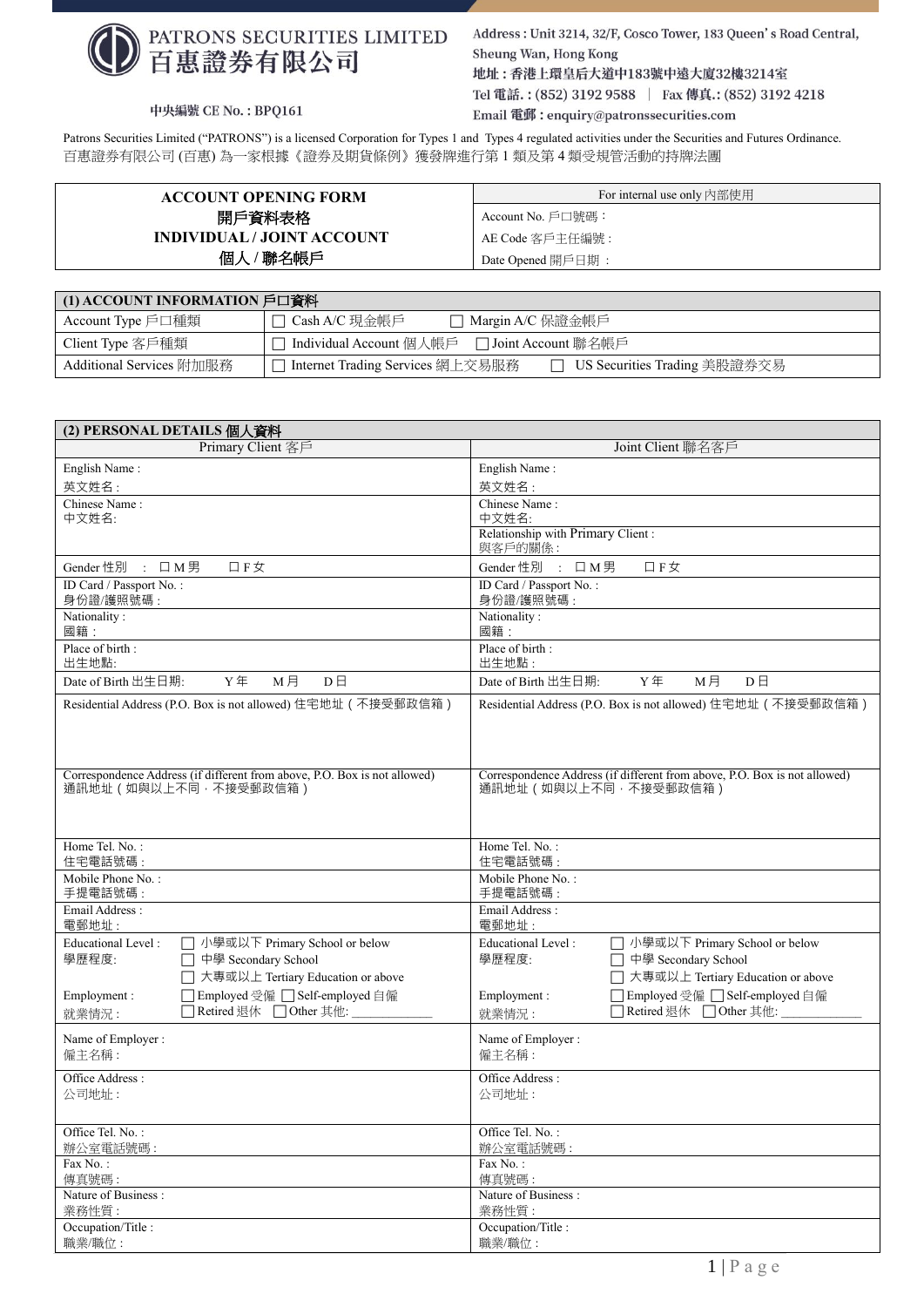**PATRONS SECURITIES LIMITED**
**百惠證券有限公司**

中央編號 CE No. : BPQ161

Address : Unit 3214, 32/F, Cosco Tower, 183 Queen's Road Central, Sheung Wan, Hong Kong
地址：香港上環皇后大道中183號中遠大廈32樓3214室
Tel 電話. : (852) 3192 9588 | Fax 傳真.: (852) 3192 4218
Email 電郵 : enquiry@patronssecurities.com

Patrons Securities Limited ("PATRONS") is a licensed Corporation for Types 1 and Types 4 regulated activities under the Securities and Futures Ordinance.
百惠證券有限公司 (百惠) 為一家根據《證券及期貨條例》獲發牌進行第 1 類及第 4 類受規管活動的持牌法團

| ACCOUNT OPENING FORM 開戶資料表格 INDIVIDUAL / JOINT ACCOUNT 個人 / 聯名帳戶 | For internal use only 內部使用 |
|---|---|
| | Account No. 戶口號碼 : |
| | AE Code 客戶主任編號 : |
| | Date Opened 開戶日期 : |

| (1) ACCOUNT INFORMATION 戶口資料 | |
|---|---|
| Account Type 戶口種類 | ☐ Cash A/C 現金帳戶 ☐ Margin A/C 保證金帳戶 |
| Client Type 客戶種類 | ☐ Individual Account 個人帳戶 ☐ Joint Account 聯名帳戶 |
| Additional Services 附加服務 | ☐ Internet Trading Services 網上交易服務 ☐ US Securities Trading 美股證券交易 |

| (2) PERSONAL DETAILS 個人資料 | |
|---|---|
| Primary Client 客戶 | Joint Client 聯名客戶 |
| English Name : 英文姓名 : | English Name : 英文姓名 : |
| Chinese Name : 中文姓名: | Chinese Name : 中文姓名: |
| | Relationship with Primary Client : 與客戶的關係 : |
| Gender 性別 : ☐ M 男 ☐ F 女 | Gender 性別 : ☐ M 男 ☐ F 女 |
| ID Card / Passport No. : 身份證/護照號碼 : | ID Card / Passport No. : 身份證/護照號碼 : |
| Nationality : 國籍 : | Nationality : 國籍 : |
| Place of birth : 出生地點: | Place of birth : 出生地點 : |
| Date of Birth 出生日期: Y 年 M 月 D 日 | Date of Birth 出生日期: Y 年 M 月 D 日 |
| Residential Address (P.O. Box is not allowed) 住宅地址（不接受郵政信箱） | Residential Address (P.O. Box is not allowed) 住宅地址（不接受郵政信箱） |
| Correspondence Address (if different from above, P.O. Box is not allowed) 通訊地址（如與以上不同，不接受郵政信箱） | Correspondence Address (if different from above, P.O. Box is not allowed) 通訊地址（如與以上不同，不接受郵政信箱） |
| Home Tel. No. : 住宅電話號碼 : | Home Tel. No. : 住宅電話號碼 : |
| Mobile Phone No. : 手提電話號碼 : | Mobile Phone No. : 手提電話號碼 : |
| Email Address : 電郵地址 : | Email Address : 電郵地址 : |
| Educational Level : 學歷程度: ☐ 小學或以下 Primary School or below ☐ 中學 Secondary School ☐ 大專或以上 Tertiary Education or above | Educational Level : 學歷程度: ☐ 小學或以下 Primary School or below ☐ 中學 Secondary School ☐ 大專或以上 Tertiary Education or above |
| Employment : 就業情況 : ☐ Employed 受僱 ☐ Self-employed 自僱 ☐ Retired 退休 ☐ Other 其他: ____________ | Employment : 就業情況 : ☐ Employed 受僱 ☐ Self-employed 自僱 ☐ Retired 退休 ☐ Other 其他: ____________ |
| Name of Employer : 僱主名稱 : | Name of Employer : 僱主名稱 : |
| Office Address : 公司地址 : | Office Address : 公司地址 : |
| Office Tel. No. : 辦公室電話號碼 : | Office Tel. No. : 辦公室電話號碼 : |
| Fax No. : 傳真號碼 : | Fax No. : 傳真號碼 : |
| Nature of Business : 業務性質 : | Nature of Business : 業務性質 : |
| Occupation/Title : 職業/職位 : | Occupation/Title : 職業/職位 : |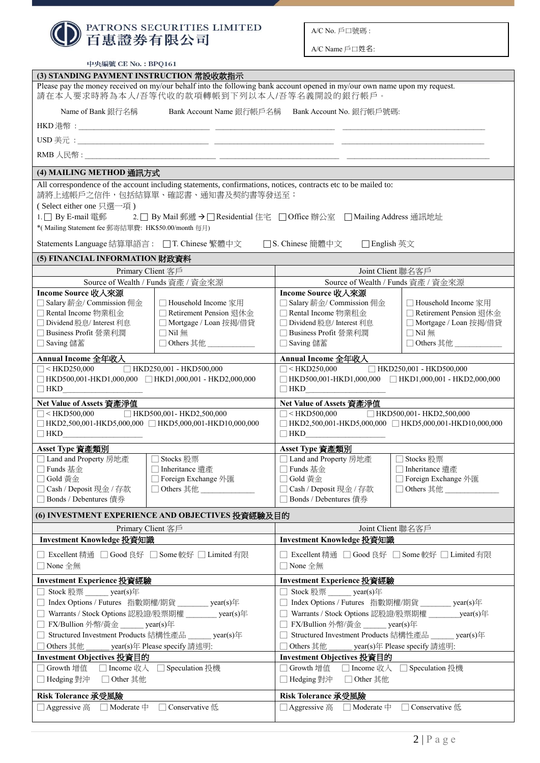**PATRONS SECURITIES LIMITED**
**百惠證券有限公司**

中央編號 CE No. : BPQ161

A/C No. 戶口號碼 :

A/C Name 戶口姓名:

## (3) STANDING PAYMENT INSTRUCTION 常設收款指示

Please pay the money received on my/our behalf into the following bank account opened in my/our own name upon my request.
請在本人要求時將為本人/吾等代收的款項轉帳到下列以本人/吾等名義開設的銀行帳戶。

| | Name of Bank 銀行名稱 | Bank Account Name 銀行帳戶名稱 | Bank Account No. 銀行帳戶號碼: |
|---|---|---|---|
| HKD 港幣 : | ______________ | ______________ | ______________ |
| USD 美元 : | ______________ | ______________ | ______________ |
| RMB 人民幣 : | ______________ | ______________ | ______________ |

## (4) MAILING METHOD 通訊方式

All correspondence of the account including statements, confirmations, notices, contracts etc to be mailed to:
請將上述帳戶之信件，包括結算單、確認書、通知書及契約書等發送至：

( Select either one 只選一項 )

1. ☐ By E-mail 電郵　2. ☐ By Mail 郵遞 → ☐ Residential 住宅　☐ Office 辦公室　☐ Mailing Address 通訊地址

*( Mailing Statement fee 郵寄結單費: HK$50.00/month 每月)

Statements Language 結算單語言 : ☐ T. Chinese 繁體中文　☐ S. Chinese 簡體中文　☐ English 英文

## (5) FINANCIAL INFORMATION 財政資料

| Primary Client 客戶 | Joint Client 聯名客戶 |
|---|---|
| Source of Wealth / Funds 資產 / 資金來源 | Source of Wealth / Funds 資產 / 資金來源 |
| **Income Source 收入來源**<br>☐ Salary 薪金/ Commission 佣金<br>☐ Rental Income 物業租金<br>☐ Dividend 股息/ Interest 利息<br>☐ Business Profit 營業利潤<br>☐ Saving 儲蓄<br>☐ Household Income 家用<br>☐ Retirement Pension 退休金<br>☐ Mortgage / Loan 按揭/借貸<br>☐ Nil 無<br>☐ Others 其他 ____________ | **Income Source 收入來源**<br>☐ Salary 薪金/ Commission 佣金<br>☐ Rental Income 物業租金<br>☐ Dividend 股息/ Interest 利息<br>☐ Business Profit 營業利潤<br>☐ Saving 儲蓄<br>☐ Household Income 家用<br>☐ Retirement Pension 退休金<br>☐ Mortgage / Loan 按揭/借貸<br>☐ Nil 無<br>☐ Others 其他 ____________ |
| **Annual Income 全年收入**<br>☐ < HKD250,000　☐ HKD250,001 - HKD500,000<br>☐ HKD500,001-HKD1,000,000　☐ HKD1,000,001 - HKD2,000,000<br>☐ HKD____________ | **Annual Income 全年收入**<br>☐ < HKD250,000　☐ HKD250,001 - HKD500,000<br>☐ HKD500,001-HKD1,000,000　☐ HKD1,000,001 - HKD2,000,000<br>☐ HKD____________ |
| **Net Value of Assets 資產淨值**<br>☐ < HKD500,000　☐ HKD500,001- HKD2,500,000<br>☐ HKD2,500,001-HKD5,000,000　☐ HKD5,000,001-HKD10,000,000<br>☐ HKD____________ | **Net Value of Assets 資產淨值**<br>☐ < HKD500,000　☐ HKD500,001- HKD2,500,000<br>☐ HKD2,500,001-HKD5,000,000　☐ HKD5,000,001-HKD10,000,000<br>☐ HKD____________ |
| **Asset Type 資產類別**<br>☐ Land and Property 房地產<br>☐ Funds 基金<br>☐ Gold 黃金<br>☐ Cash / Deposit 現金 / 存款<br>☐ Bonds / Debentures 債券<br>☐ Stocks 股票<br>☐ Inheritance 遺產<br>☐ Foreign Exchange 外匯<br>☐ Others 其他 ____________ | **Asset Type 資產類別**<br>☐ Land and Property 房地產<br>☐ Funds 基金<br>☐ Gold 黃金<br>☐ Cash / Deposit 現金 / 存款<br>☐ Bonds / Debentures 債券<br>☐ Stocks 股票<br>☐ Inheritance 遺產<br>☐ Foreign Exchange 外匯<br>☐ Others 其他 ____________ |

## (6) INVESTMENT EXPERIENCE AND OBJECTIVES 投資經驗及目的

| Primary Client 客戶 | Joint Client 聯名客戶 |
|---|---|
| **Investment Knowledge 投資知識**<br>☐ Excellent 精通　☐ Good 良好　☐ Some 較好　☐ Limited 有限<br>☐ None 全無 | **Investment Knowledge 投資知識**<br>☐ Excellent 精通　☐ Good 良好　☐ Some 較好　☐ Limited 有限<br>☐ None 全無 |
| **Investment Experience 投資經驗**<br>☐ Stock 股票 _____ year(s)年<br>☐ Index Options / Futures 指數期權/期貨 _______ year(s)年<br>☐ Warrants / Stock Options 認股證/股票期權 _______ year(s)年<br>☐ FX/Bullion 外幣/黃金 _____ year(s)年<br>☐ Structured Investment Products 結構性產品 _____ year(s)年<br>☐ Others 其他 _____ year(s)年 Please specify 請述明: | **Investment Experience 投資經驗**<br>☐ Stock 股票 _____ year(s)年<br>☐ Index Options / Futures 指數期權/期貨 _______ year(s)年<br>☐ Warrants / Stock Options 認股證/股票期權 _______ year(s)年<br>☐ FX/Bullion 外幣/黃金 _____ year(s)年<br>☐ Structured Investment Products 結構性產品 _____ year(s)年<br>☐ Others 其他 _____ year(s)年 Please specify 請述明: |
| **Investment Objectives 投資目的**<br>☐ Growth 增值　☐ Income 收入　☐ Speculation 投機<br>☐ Hedging 對沖　☐ Other 其他 | **Investment Objectives 投資目的**<br>☐ Growth 增值　☐ Income 收入　☐ Speculation 投機<br>☐ Hedging 對沖　☐ Other 其他 |
| **Risk Tolerance 承受風險**<br>☐ Aggressive 高　☐ Moderate 中　☐ Conservative 低 | **Risk Tolerance 承受風險**<br>☐ Aggressive 高　☐ Moderate 中　☐ Conservative 低 |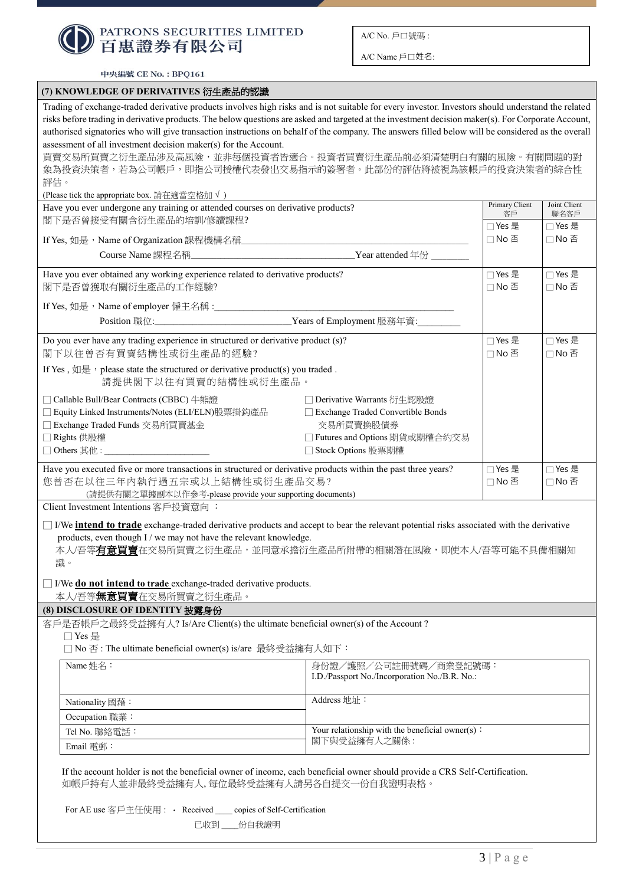**PATRONS SECURITIES LIMITED**
**百惠證券有限公司**

中央編號 CE No. : BPQ161

A/C No. 戶口號碼 :

A/C Name 戶口姓名:

## (7) KNOWLEDGE OF DERIVATIVES 衍生產品的認識

Trading of exchange-traded derivative products involves high risks and is not suitable for every investor. Investors should understand the related risks before trading in derivative products. The below questions are asked and targeted at the investment decision maker(s). For Corporate Account, authorised signatories who will give transaction instructions on behalf of the company. The answers filled below will be considered as the overall assessment of all investment decision maker(s) for the Account.
買賣交易所買賣之衍生產品涉及高風險，並非每個投資者皆適合。投資者買賣衍生產品前必須清楚明白有關的風險。有關問題的對象為投資決策者，若為公司帳戶，即指公司授權代表發出交易指示的簽署者。此部份的評估將被視為該帳戶的投資決策者的綜合性評估。

(Please tick the appropriate box. 請在適當空格加 √ )

| | Primary Client 客戶 | Joint Client 聯名客戶 |
|---|---|---|
| Have you ever undergone any training or attended courses on derivative products?<br>閣下是否曾接受有關含衍生產品的培訓/修讀課程?<br>If Yes, 如是，Name of Organization 課程機構名稱\_\_\_\_\_\_\_\_\_\_<br>Course Name 課程名稱\_\_\_\_\_\_\_\_\_\_ Year attended 年份 \_\_\_\_\_\_ | ☐ Yes 是<br>☐ No 否 | ☐ Yes 是<br>☐ No 否 |
| Have you ever obtained any working experience related to derivative products?<br>閣下是否曾獲取有關衍生產品的工作經驗?<br>If Yes, 如是，Name of employer 僱主名稱 :\_\_\_\_\_\_\_\_\_\_<br>Position 職位:\_\_\_\_\_\_\_\_\_\_ Years of Employment 服務年資:\_\_\_\_\_\_ | ☐ Yes 是<br>☐ No 否 | ☐ Yes 是<br>☐ No 否 |
| Do you ever have any trading experience in structured or derivative product (s)?<br>閣下以往曾否有買賣結構性或衍生產品的經驗?<br>If Yes , 如是，please state the structured or derivative product(s) you traded .<br>請提供閣下以往有買賣的結構性或衍生產品。<br>☐ Callable Bull/Bear Contracts (CBBC) 牛熊證<br>☐ Equity Linked Instruments/Notes (ELI/ELN)股票掛鈎產品<br>☐ Exchange Traded Funds 交易所買賣基金<br>☐ Rights 供股權<br>☐ Others 其他 : \_\_\_\_\_\_\_\_\_\_<br>☐ Derivative Warrants 衍生認股證<br>☐ Exchange Traded Convertible Bonds 交易所買賣換股債券<br>☐ Futures and Options 期貨或期權合約交易<br>☐ Stock Options 股票期權 | ☐ Yes 是<br>☐ No 否 | ☐ Yes 是<br>☐ No 否 |
| Have you executed five or more transactions in structured or derivative products within the past three years?<br>您曾否在以往三年內執行過五宗或以上結構性或衍生產品交易?<br>(請提供有關之單據副本以作參考-please provide your supporting documents) | ☐ Yes 是<br>☐ No 否 | ☐ Yes 是<br>☐ No 否 |

Client Investment Intentions 客戶投資意向 ：

☐ I/We **intend to trade** exchange-traded derivative products and accept to bear the relevant potential risks associated with the derivative products, even though I / we may not have the relevant knowledge.
本人/吾等**有意買賣**在交易所買賣之衍生產品，並同意承擔衍生產品所附帶的相關潛在風險，即使本人/吾等可能不具備相關知識。

☐ I/We **do not intend to trade** exchange-traded derivative products.
本人/吾等**無意買賣**在交易所買賣之衍生產品。

## (8) DISCLOSURE OF IDENTITY 披露身份

客戶是否帳戶之最終受益擁有人? Is/Are Client(s) the ultimate beneficial owner(s) of the Account ?

☐ Yes 是

☐ No 否 : The ultimate beneficial owner(s) is/are 最終受益擁有人如下：

| | |
|---|---|
| Name 姓名： | 身份證／護照／公司註冊號碼／商業登記號碼：<br>I.D./Passport No./Incorporation No./B.R. No.: |
| Nationality 國藉： | Address 地址： |
| Occupation 職業： | |
| Tel No. 聯絡電話： | Your relationship with the beneficial owner(s)：<br>閣下與受益擁有人之關係： |
| Email 電郵： | |

If the account holder is not the beneficial owner of income, each beneficial owner should provide a CRS Self-Certification.
如帳戶持有人並非最終受益擁有人，每位最終受益擁有人請另各自提交一份自我證明表格。

For AE use 客戶主任使用 : ・ Received \_\_\_\_ copies of Self-Certification
已收到 \_\_\_\_份自我證明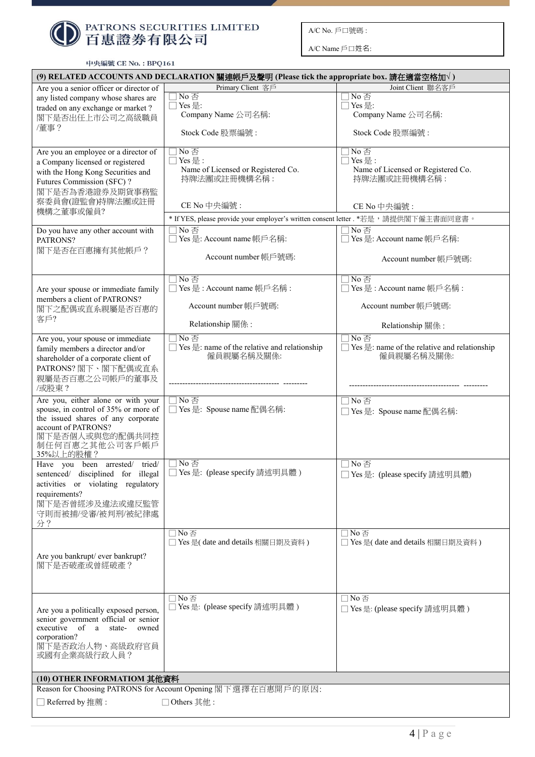**PATRONS SECURITIES LIMITED**
**百惠證券有限公司**

中央編號 CE No. : BPQ161

A/C No. 戶口號碼 :

A/C Name 戶口姓名:

| (9) RELATED ACCOUNTS AND DECLARATION 關連帳戶及聲明 (Please tick the appropriate box. 請在適當空格加√ ) | | |
|---|---|---|
| | Primary Client 客戶 | Joint Client 聯名客戶 |
| Are you a senior officer or director of any listed company whose shares are traded on any exchange or market ? 閣下是否出任上市公司之高級職員/董事？ | ☐ No 否<br>☐ Yes 是:<br>Company Name 公司名稱:<br>Stock Code 股票編號 : | ☐ No 否<br>☐ Yes 是:<br>Company Name 公司名稱:<br>Stock Code 股票編號 : |
| Are you an employee or a director of a Company licensed or registered with the Hong Kong Securities and Futures Commission (SFC) ? 閣下是否為香港證券及期貨事務監察委員會(證監會)持牌法團或註冊機構之董事或僱員? | ☐ No 否<br>☐ Yes 是 :<br>Name of Licensed or Registered Co. 持牌法團或註冊機構名稱 :<br>CE No 中央編號 : | ☐ No 否<br>☐ Yes 是 :<br>Name of Licensed or Registered Co. 持牌法團或註冊機構名稱 :<br>CE No 中央編號 : |
| | * If YES, please provide your employer's written consent letter . *若是，請提供閣下僱主書面同意書。 | |
| Do you have any other account with PATRONS? 閣下是否在百惠擁有其他帳戶？ | ☐ No 否<br>☐ Yes 是: Account name 帳戶名稱:<br>Account number 帳戶號碼: | ☐ No 否<br>☐ Yes 是: Account name 帳戶名稱:<br>Account number 帳戶號碼: |
| Are your spouse or immediate family members a client of PATRONS? 閣下之配偶或直系親屬是否百惠的客戶? | ☐ No 否<br>☐ Yes 是 : Account name 帳戶名稱 :<br>Account number 帳戶號碼:<br>Relationship 關係 : | ☐ No 否<br>☐ Yes 是 : Account name 帳戶名稱 :<br>Account number 帳戶號碼:<br>Relationship 關係 : |
| Are you, your spouse or immediate family members a director and/or shareholder of a corporate client of PATRONS? 閣下、閣下配偶或直系親屬是否百惠之公司帳戶的董事及/或股東？ | ☐ No 否<br>☐ Yes 是: name of the relative and relationship 僱員親屬名稱及關係:<br>---------------------------------------- --------- | ☐ No 否<br>☐ Yes 是: name of the relative and relationship 僱員親屬名稱及關係:<br>---------------------------------------- --------- |
| Are you, either alone or with your spouse, in control of 35% or more of the issued shares of any corporate account of PATRONS? 閣下是否個人或與您的配偶共同控制任何百惠之其他公司客戶帳戶35%以上的股權？ | ☐ No 否<br>☐ Yes 是: Spouse name 配偶名稱: | ☐ No 否<br>☐ Yes 是: Spouse name 配偶名稱: |
| Have you been arrested/ tried/ sentenced/ disciplined for illegal activities or violating regulatory requirements? 閣下是否曾經涉及違法或違反監管守則而被捕/受審/被判刑/被紀律處分？ | ☐ No 否<br>☐ Yes 是: (please specify 請述明具體 ) | ☐ No 否<br>☐ Yes 是: (please specify 請述明具體) |
| Are you bankrupt/ ever bankrupt? 閣下是否破產或曾經破產？ | ☐ No 否<br>☐ Yes 是( date and details 相關日期及資料 ) | ☐ No 否<br>☐ Yes 是( date and details 相關日期及資料 ) |
| Are you a politically exposed person, senior government official or senior executive of a state- owned corporation? 閣下是否政治人物、高級政府官員或國有企業高級行政人員？ | ☐ No 否<br>☐ Yes 是: (please specify 請述明具體 ) | ☐ No 否<br>☐ Yes 是: (please specify 請述明具體 ) |

**(10) OTHER INFORMATIOM 其他資料**

Reason for Choosing PATRONS for Account Opening 閣下選擇在百惠開戶的原因:

☐ Referred by 推薦 : ☐ Others 其他 :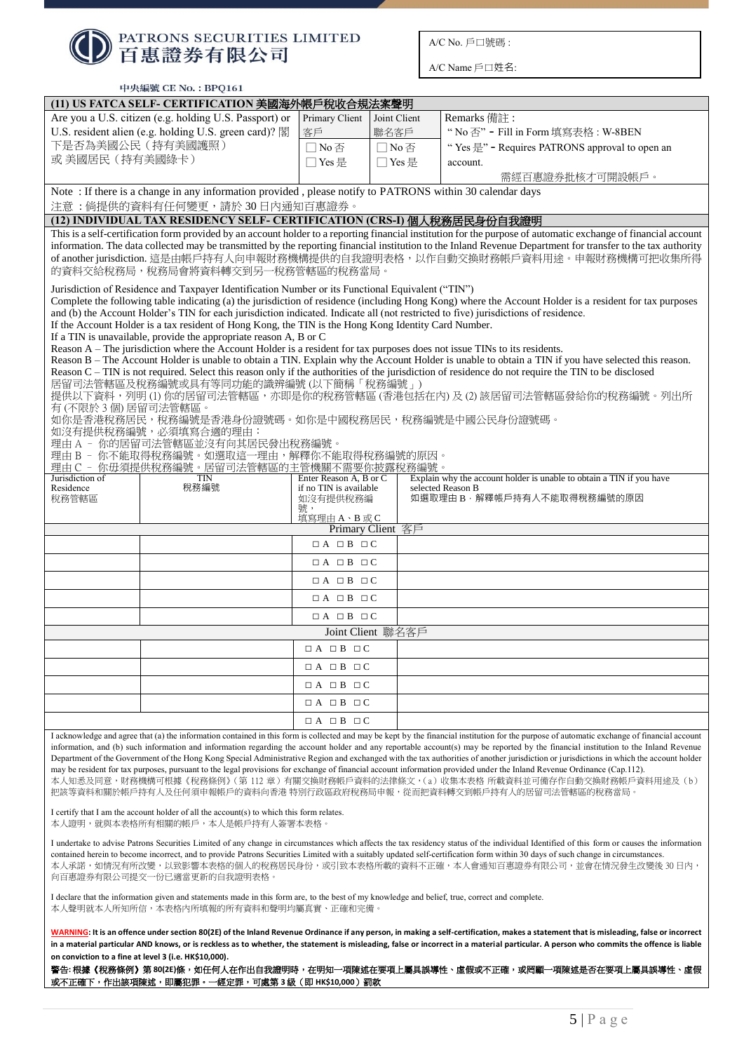PATRONS SECURITIES LIMITED
百惠證券有限公司

| A/C No. 戶口號碼 : |
|---|
| A/C Name 戶口姓名: |

中央編號 CE No. : BPQ161

## (11) US FATCA SELF- CERTIFICATION 美國海外帳戶稅收合規法案聲明

| Are you a U.S. citizen (e.g. holding U.S. Passport) or U.S. resident alien (e.g. holding U.S. green card)? 閣下是否為美國公民（持有美國護照）或 美國居民（持有美國綠卡） | Primary Client 客戶 | Joint Client 聯名客戶 | Remarks 備註 : |
|---|---|---|---|
| | ☐ No 否 ☐ Yes 是 | ☐ No 否 ☐ Yes 是 | " No 否" – Fill in Form 填寫表格 : W-8BEN<br>" Yes 是" – Requires PATRONS approval to open an account.<br>需經百惠證券批核才可開設帳戶。 |

Note : If there is a change in any information provided , please notify to PATRONS within 30 calendar days
注意 : 倘提供的資料有任何變更，請於 30 日內通知百惠證券。

## (12) INDIVIDUAL TAX RESIDENCY SELF- CERTIFICATION (CRS-I) 個人稅務居民身份自我證明

This is a self-certification form provided by an account holder to a reporting financial institution for the purpose of automatic exchange of financial account information. The data collected may be transmitted by the reporting financial institution to the Inland Revenue Department for transfer to the tax authority of another jurisdiction. 這是由帳戶持有人向申報財務機構提供的自我證明表格，以作自動交換財務帳戶資料用途。申報財務機構可把收集所得的資料交給稅務局，稅務局會將資料轉交到另一稅務管轄區的稅務當局。

Jurisdiction of Residence and Taxpayer Identification Number or its Functional Equivalent ("TIN")
Complete the following table indicating (a) the jurisdiction of residence (including Hong Kong) where the Account Holder is a resident for tax purposes and (b) the Account Holder's TIN for each jurisdiction indicated. Indicate all (not restricted to five) jurisdictions of residence.
If the Account Holder is a tax resident of Hong Kong, the TIN is the Hong Kong Identity Card Number.
If a TIN is unavailable, provide the appropriate reason A, B or C
Reason A – The jurisdiction where the Account Holder is a resident for tax purposes does not issue TINs to its residents.
Reason B – The Account Holder is unable to obtain a TIN. Explain why the Account Holder is unable to obtain a TIN if you have selected this reason.
Reason C – TIN is not required. Select this reason only if the authorities of the jurisdiction of residence do not require the TIN to be disclosed
居留司法管轄區及稅務編號或具有等同功能的識辨編號 (以下簡稱「稅務編號」)
提供以下資料，列明 (1) 你的居留司法管轄區，亦即是你的稅務管轄區 (香港包括在內) 及 (2) 該居留司法管轄區發給你的稅務編號。列出所有 (不限於 3 個) 居留司法管轄區。
如你是香港稅務居民，稅務編號是香港身份證號碼。如你是中國稅務居民，稅務編號是中國公民身份證號碼。
如沒有提供稅務編號，必須填寫合適的理由：
理由 A – 你的居留司法管轄區並沒有向其居民發出稅務編號。
理由 B – 你不能取得稅務編號。如選取這一理由，解釋你不能取得稅務編號的原因。
理由 C – 你毋須提供稅務編號。居留司法管轄區的主管機關不需要你披露稅務編號。

| Jurisdiction of Residence 稅務管轄區 | TIN 稅務編號 | Enter Reason A, B or C if no TIN is available 如沒有提供稅務編號，填寫理由 A、B 或 C | Explain why the account holder is unable to obtain a TIN if you have selected Reason B 如選取理由 B，解釋帳戶持有人不能取得稅務編號的原因 |
|---|---|---|---|
| **Primary Client 客戶** | | | |
| | | ☐ A ☐ B ☐ C | |
| | | ☐ A ☐ B ☐ C | |
| | | ☐ A ☐ B ☐ C | |
| | | ☐ A ☐ B ☐ C | |
| | | ☐ A ☐ B ☐ C | |
| **Joint Client 聯名客戶** | | | |
| | | ☐ A ☐ B ☐ C | |
| | | ☐ A ☐ B ☐ C | |
| | | ☐ A ☐ B ☐ C | |
| | | ☐ A ☐ B ☐ C | |
| | | ☐ A ☐ B ☐ C | |

I acknowledge and agree that (a) the information contained in this form is collected and may be kept by the financial institution for the purpose of automatic exchange of financial account information, and (b) such information and information regarding the account holder and any reportable account(s) may be reported by the financial institution to the Inland Revenue Department of the Government of the Hong Kong Special Administrative Region and exchanged with the tax authorities of another jurisdiction or jurisdictions in which the account holder may be resident for tax purposes, pursuant to the legal provisions for exchange of financial account information provided under the Inland Revenue Ordinance (Cap.112).
本人知悉及同意，財務機構可根據《稅務條例》(第 112 章）有關交換財務帳戶資料的法律條文，(a) 收集本表格 所載資料並可備存作自動交換財務帳戶資料用途及 (b) 把該等資料和關於帳戶持有人及任何須申報帳戶的資料向香港 特別行政區政府稅務局申報，從而把資料轉交到帳戶持有人的居留司法管轄區的稅務當局。

I certify that I am the account holder of all the account(s) to which this form relates.
本人證明，就與本表格所有相關的帳戶，本人是帳戶持有人簽署本表格。

I undertake to advise Patrons Securities Limited of any change in circumstances which affects the tax residency status of the individual Identified of this form or causes the information contained herein to become incorrect, and to provide Patrons Securities Limited with a suitably updated self-certification form within 30 days of such change in circumstances.
本人承諾，如情況有所改變，以致影響本表格的個人的稅務居民身份，或引致本表格所載的資料不正確，本人會通知百惠證券有限公司，並會在情況發生改變後 30 日內，向百惠證券有限公司提交一份已適當更新的自我證明表格。

I declare that the information given and statements made in this form are, to the best of my knowledge and belief, true, correct and complete.
本人聲明就本人所知所信，本表格內所填報的所有資料和聲明均屬真實、正確和完備。

**WARNING: It is an offence under section 80(2E) of the Inland Revenue Ordinance if any person, in making a self-certification, makes a statement that is misleading, false or incorrect in a material particular AND knows, or is reckless as to whether, the statement is misleading, false or incorrect in a material particular. A person who commits the offence is liable on conviction to a fine at level 3 (i.e. HK$10,000).**

**警告: 根據《稅務條例》第 80(2E)條，如任何人在作出自我證明時，在明知一項陳述在要項上屬具誤導性、虛假或不正確，或罔顧一項陳述是否在要項上屬具誤導性、虛假或不正確下，作出該項陳述，即屬犯罪。一經定罪，可處第 3 級（即 HK$10,000）罰款**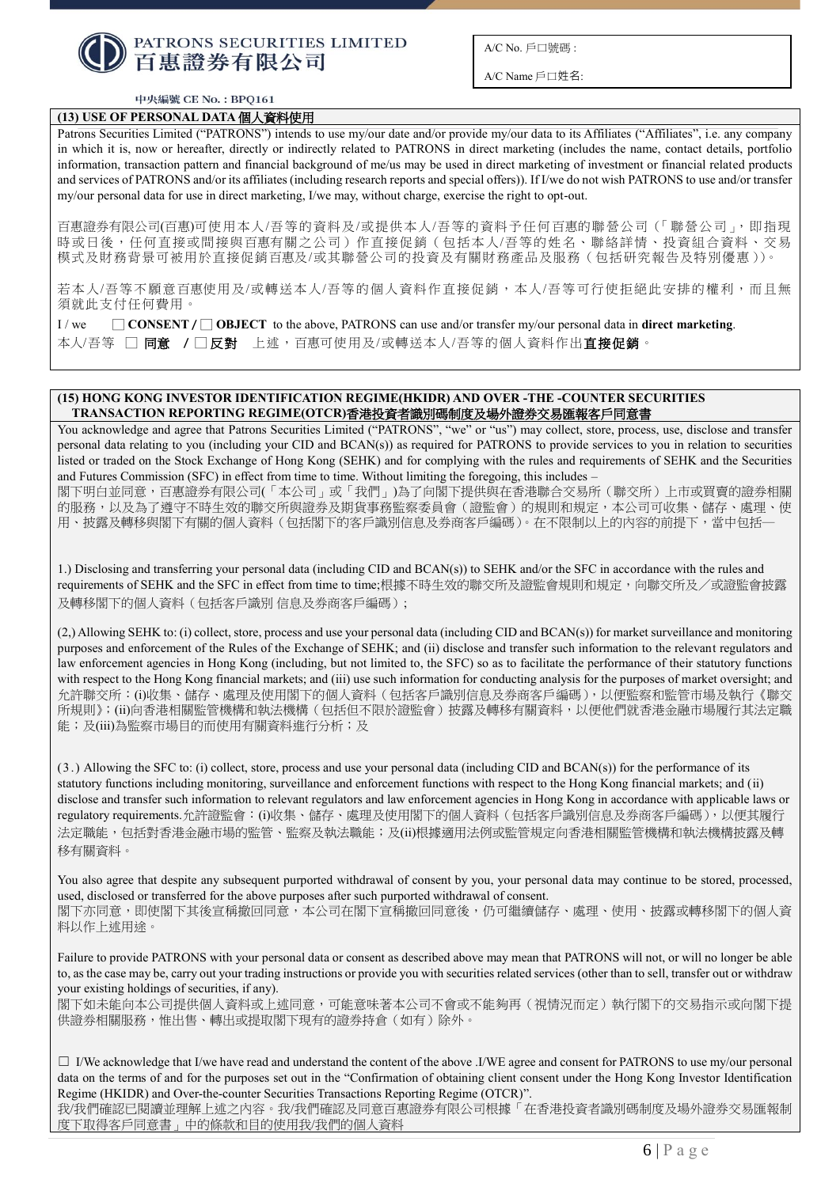**PATRONS SECURITIES LIMITED**
**百惠證券有限公司**

A/C No. 戶口號碼 :

A/C Name 戶口姓名:

中央編號 CE No. : BPQ161

### (13) USE OF PERSONAL DATA 個人資料使用

Patrons Securities Limited ("PATRONS") intends to use my/our date and/or provide my/our data to its Affiliates ("Affiliates", i.e. any company in which it is, now or hereafter, directly or indirectly related to PATRONS in direct marketing (includes the name, contact details, portfolio information, transaction pattern and financial background of me/us may be used in direct marketing of investment or financial related products and services of PATRONS and/or its affiliates (including research reports and special offers)). If I/we do not wish PATRONS to use and/or transfer my/our personal data for use in direct marketing, I/we may, without charge, exercise the right to opt-out.

百惠證券有限公司(百惠)可使用本人/吾等的資料及/或提供本人/吾等的資料予任何百惠的聯營公司（「聯營公司」，即指現時或日後，任何直接或間接與百惠有關之公司）作直接促銷（包括本人/吾等的姓名、聯絡詳情、投資組合資料、交易模式及財務背景可被用於直接促銷百惠及/或其聯營公司的投資及有關財務產品及服務（包括研究報告及特別優惠））。

若本人/吾等不願意百惠使用及/或轉送本人/吾等的個人資料作直接促銷，本人/吾等可行使拒絕此安排的權利，而且無須就此支付任何費用。

I / we ☐ **CONSENT /** ☐ **OBJECT** to the above, PATRONS can use and/or transfer my/our personal data in **direct marketing**.
本人/吾等 ☐ **同意** **/** ☐ **反對** 上述，百惠可使用及/或轉送本人/吾等的個人資料作出**直接促銷**。

### (15) HONG KONG INVESTOR IDENTIFICATION REGIME(HKIDR) AND OVER -THE -COUNTER SECURITIES TRANSACTION REPORTING REGIME(OTCR)香港投資者識別碼制度及場外證券交易匯報客戶同意書

You acknowledge and agree that Patrons Securities Limited ("PATRONS", "we" or "us") may collect, store, process, use, disclose and transfer personal data relating to you (including your CID and BCAN(s)) as required for PATRONS to provide services to you in relation to securities listed or traded on the Stock Exchange of Hong Kong (SEHK) and for complying with the rules and requirements of SEHK and the Securities and Futures Commission (SFC) in effect from time to time. Without limiting the foregoing, this includes –
閣下明白並同意，百惠證券有限公司(「本公司」或「我們」)為了向閣下提供與在香港聯合交易所（聯交所）上市或買賣的證券相關的服務，以及為了遵守不時生效的聯交所與證券及期貨事務監察委員會（證監會）的規則和規定，本公司可收集、儲存、處理、使用、披露及轉移與閣下有關的個人資料（包括閣下的客戶識別信息及券商客戶編碼）。在不限制以上的內容的前提下，當中包括—

1.) Disclosing and transferring your personal data (including CID and BCAN(s)) to SEHK and/or the SFC in accordance with the rules and requirements of SEHK and the SFC in effect from time to time;根據不時生效的聯交所及證監會規則和規定，向聯交所及／或證監會披露及轉移閣下的個人資料（包括客戶識別 信息及券商客戶編碼）;

(2,) Allowing SEHK to: (i) collect, store, process and use your personal data (including CID and BCAN(s)) for market surveillance and monitoring purposes and enforcement of the Rules of the Exchange of SEHK; and (ii) disclose and transfer such information to the relevant regulators and law enforcement agencies in Hong Kong (including, but not limited to, the SFC) so as to facilitate the performance of their statutory functions with respect to the Hong Kong financial markets; and (iii) use such information for conducting analysis for the purposes of market oversight; and
允許聯交所：(i)收集、儲存、處理及使用閣下的個人資料（包括客戶識別信息及券商客戶編碼），以便監察和監管市場及執行《聯交所規則》; (ii)向香港相關監管機構和執法機構（包括但不限於證監會）披露及轉移有關資料，以便他們就香港金融市場履行其法定職能；及(iii)為監察市場目的而使用有關資料進行分析；及

(3.) Allowing the SFC to: (i) collect, store, process and use your personal data (including CID and BCAN(s)) for the performance of its statutory functions including monitoring, surveillance and enforcement functions with respect to the Hong Kong financial markets; and (ii) disclose and transfer such information to relevant regulators and law enforcement agencies in Hong Kong in accordance with applicable laws or regulatory requirements.允許證監會：(i)收集、儲存、處理及使用閣下的個人資料（包括客戶識別信息及券商客戶編碼），以便其履行法定職能，包括對香港金融市場的監管、監察及執法職能；及(ii)根據適用法例或監管規定向香港相關監管機構和執法機構披露及轉移有關資料。

You also agree that despite any subsequent purported withdrawal of consent by you, your personal data may continue to be stored, processed, used, disclosed or transferred for the above purposes after such purported withdrawal of consent.
閣下亦同意，即使閣下其後宣稱撤回同意，本公司在閣下宣稱撤回同意後，仍可繼續儲存、處理、使用、披露或轉移閣下的個人資料以作上述用途。

Failure to provide PATRONS with your personal data or consent as described above may mean that PATRONS will not, or will no longer be able to, as the case may be, carry out your trading instructions or provide you with securities related services (other than to sell, transfer out or withdraw your existing holdings of securities, if any).
閣下如未能向本公司提供個人資料或上述同意，可能意味著本公司不會或不能夠再（視情況而定）執行閣下的交易指示或向閣下提供證券相關服務，惟出售、轉出或提取閣下現有的證券持倉（如有）除外。

☐ I/We acknowledge that I/we have read and understand the content of the above .I/WE agree and consent for PATRONS to use my/our personal data on the terms of and for the purposes set out in the "Confirmation of obtaining client consent under the Hong Kong Investor Identification Regime (HKIDR) and Over-the-counter Securities Transactions Reporting Regime (OTCR)".
我/我們確認已閱讀並理解上述之內容。我/我們確認及同意百惠證券有限公司根據「在香港投資者識別碼制度及場外證券交易匯報制度下取得客戶同意書」中的條款和目的使用我/我們的個人資料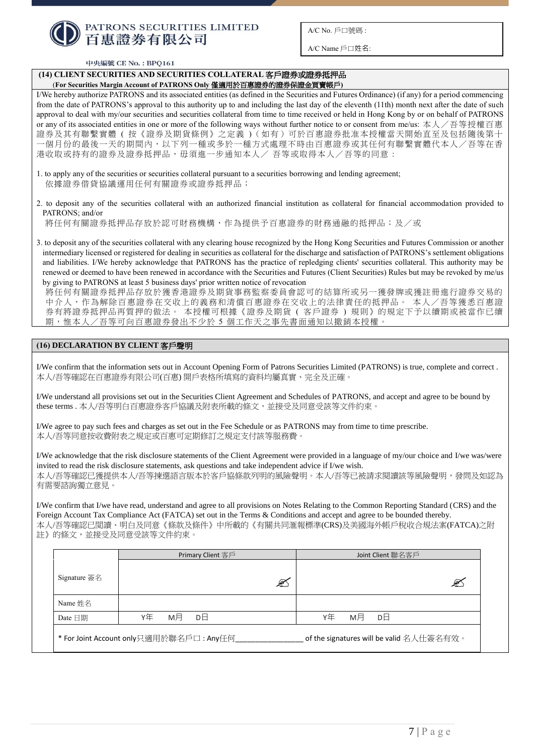**PATRONS SECURITIES LIMITED**
**百惠證券有限公司**

| |
|---|
| A/C No. 戶口號碼 : |
| A/C Name 戶口姓名: |

中央編號 CE No. : BPQ161

## (14) CLIENT SECURITIES AND SECURITIES COLLATERAL 客戶證券或證券抵押品

(**For Securities Margin Account of PATRONS Only 僅適用於百惠證券的證券保證金買賣帳戶**)

I/We hereby authorize PATRONS and its associated entities (as defined in the Securities and Futures Ordinance) (if any) for a period commencing from the date of PATRONS's approval to this authority up to and including the last day of the eleventh (11th) month next after the date of such approval to deal with my/our securities and securities collateral from time to time received or held in Hong Kong by or on behalf of PATRONS or any of its associated entities in one or more of the following ways without further notice to or consent from me/us: 本人／吾等授權百惠證券及其有聯繫實體（按《證券及期貨條例》之定義）（如有）可於百惠證券批准本授權當天開始直至及包括隨後第十一個月份的最後一天的期間內，以下列一種或多於一種方式處理不時由百惠證券或其任何有聯繫實體代本人／吾等在香港收取或持有的證券及證券抵押品，毋須進一步通知本人／ 吾等或取得本人／吾等的同意：

1. to apply any of the securities or securities collateral pursuant to a securities borrowing and lending agreement;
   依據證券借貸協議運用任何有關證券或證券抵押品；

2. to deposit any of the securities collateral with an authorized financial institution as collateral for financial accommodation provided to PATRONS; and/or
   將任何有關證券抵押品存放於認可財務機構，作為提供予百惠證券的財務通融的抵押品；及／或

3. to deposit any of the securities collateral with any clearing house recognized by the Hong Kong Securities and Futures Commission or another intermediary licensed or registered for dealing in securities as collateral for the discharge and satisfaction of PATRONS's settlement obligations and liabilities. I/We hereby acknowledge that PATRONS has the practice of repledging clients' securities collateral. This authority may be renewed or deemed to have been renewed in accordance with the Securities and Futures (Client Securities) Rules but may be revoked by me/us by giving to PATRONS at least 5 business days' prior written notice of revocation
   將任何有關證券抵押品存放於獲香港證券及期貨事務監察委員會認可的結算所或另一獲發牌或獲註冊進行證券交易的中介人，作為解除百惠證券在交收上的義務和清償百惠證券在交收上的法律責任的抵押品。 本人／吾等獲悉百惠證券有將證券抵押品再質押的做法。 本授權可根據《證券及期貨（客戶證券）規則》的規定下予以續期或被當作已續期，惟本人／吾等可向百惠證券發出不少於 5 個工作天之事先書面通知以撤銷本授權。

## (16) DECLARATION BY CLIENT 客戶聲明

I/We confirm that the information sets out in Account Opening Form of Patrons Securities Limited (PATRONS) is true, complete and correct .
本人/吾等確認在百惠證券有限公司(百惠) 開戶表格所填寫的資料均屬真實、完全及正確。

I/We understand all provisions set out in the Securities Client Agreement and Schedules of PATRONS, and accept and agree to be bound by these terms . 本人/吾等明白百惠證券客戶協議及附表所載的條文，並接受及同意受該等文件約束。

I/We agree to pay such fees and charges as set out in the Fee Schedule or as PATRONS may from time to time prescribe.
本人/吾等同意按收費附表之規定或百惠可定期修訂之規定支付該等服務費。

I/We acknowledge that the risk disclosure statements of the Client Agreement were provided in a language of my/our choice and I/we was/were invited to read the risk disclosure statements, ask questions and take independent advice if I/we wish.
本人/吾等確認已獲提供本人/吾等揀選語言版本於客戶協條款列明的風險聲明。本人/吾等已被請求閱讀該等風險聲明，發問及如認為有需要諮詢獨立意見。

I/We confirm that I/we have read, understand and agree to all provisions on Notes Relating to the Common Reporting Standard (CRS) and the Foreign Account Tax Compliance Act (FATCA) set out in the Terms & Conditions and accept and agree to be bounded thereby.
本人/吾等確認已閱讀、明白及同意《條款及條件》中所載的《有關共同滙報標準(CRS)及美國海外帳戶稅收合規法案(FATCA)之附註》的條文，並接受及同意受該等文件約束。

| | Primary Client 客戶 | Joint Client 聯名客戶 |
|---|---|---|
| Signature 簽名 | ✍ | ✍ |
| Name 姓名 | | |
| Date 日期 | Y年　M月　D日 | Y年　M月　D日 |

\* For Joint Account only只適用於聯名戶口 : Any任何________________ of the signatures will be valid 名人仕簽名有效。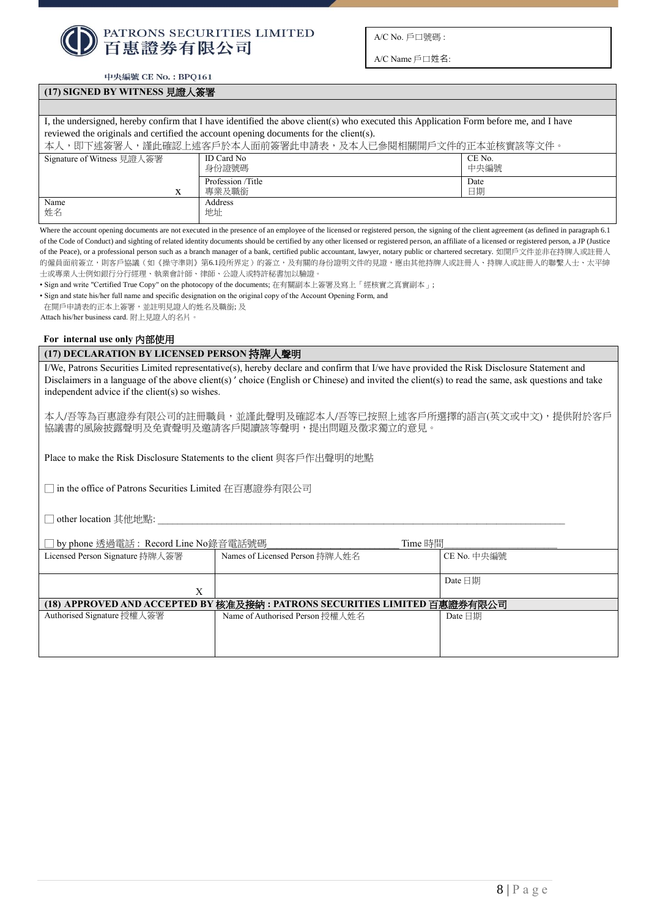**PATRONS SECURITIES LIMITED**
**百惠證券有限公司**

| A/C No. 戶口號碼 : |
|---|
| A/C Name 戶口姓名: |

中央編號 CE No. : BPQ161

### (17) SIGNED BY WITNESS 見證人簽署

I, the undersigned, hereby confirm that I have identified the above client(s) who executed this Application Form before me, and I have reviewed the originals and certified the account opening documents for the client(s).
本人，即下述簽署人，謹此確認上述客戶於本人面前簽署此申請表，及本人已參閱相關開戶文件的正本並核實該等文件。

| Signature of Witness 見證人簽署 | ID Card No 身份證號碼 | CE No. 中央編號 |
|---|---|---|
| x | Profession /Title 專業及職銜 | Date 日期 |
| Name 姓名 | Address 地址 | |

Where the account opening documents are not executed in the presence of an employee of the licensed or registered person, the signing of the client agreement (as defined in paragraph 6.1 of the Code of Conduct) and sighting of related identity documents should be certified by any other licensed or registered person, an affiliate of a licensed or registered person, a JP (Justice of the Peace), or a professional person such as a branch manager of a bank, certified public accountant, lawyer, notary public or chartered secretary. 如開戶文件並非在持牌人或註冊人的僱員面前簽立，則客戶協議（如《操守準則》第6.1段所界定）的簽立，及有關的身份證明文件的見證，應由其他持牌人或註冊人、持牌人或註冊人的聯繫人士、太平紳士或專業人士例如銀行分行經理、執業會計師、律師、公證人或特許秘書加以驗證。

- Sign and write "Certified True Copy" on the photocopy of the documents; 在有關副本上簽署及寫上「經核實之真實副本」;
- Sign and state his/her full name and specific designation on the original copy of the Account Opening Form, and 在開戶申請表的正本上簽署，並註明見證人的姓名及職銜; 及

Attach his/her business card. 附上見證人的名片。

**For internal use only 內部使用**

### (17) DECLARATION BY LICENSED PERSON 持牌人聲明

I/We, Patrons Securities Limited representative(s), hereby declare and confirm that I/we have provided the Risk Disclosure Statement and Disclaimers in a language of the above client(s)' choice (English or Chinese) and invited the client(s) to read the same, ask questions and take independent advice if the client(s) so wishes.

本人/吾等為百惠證券有限公司的註冊職員，並謹此聲明及確認本人/吾等已按照上述客戶所選擇的語言(英文或中文)，提供附於客戶協議書的風險披露聲明及免責聲明及邀請客戶閱讀該等聲明，提出問題及徵求獨立的意見。

Place to make the Risk Disclosure Statements to the client 與客戶作出聲明的地點

☐ in the office of Patrons Securities Limited 在百惠證券有限公司

☐ other location 其他地點: ____________________

☐ by phone 透過電話 : Record Line No錄音電話號碼____________ Time 時間____________

| Licensed Person Signature 持牌人簽署 | Names of Licensed Person 持牌人姓名 | CE No. 中央編號 |
|---|---|---|
| X | | Date 日期 |

### (18) APPROVED AND ACCEPTED BY 核准及接納 : PATRONS SECURITIES LIMITED 百惠證券有限公司

| Authorised Signature 授權人簽署 | Name of Authorised Person 授權人姓名 | Date 日期 |
|---|---|---|
| | | |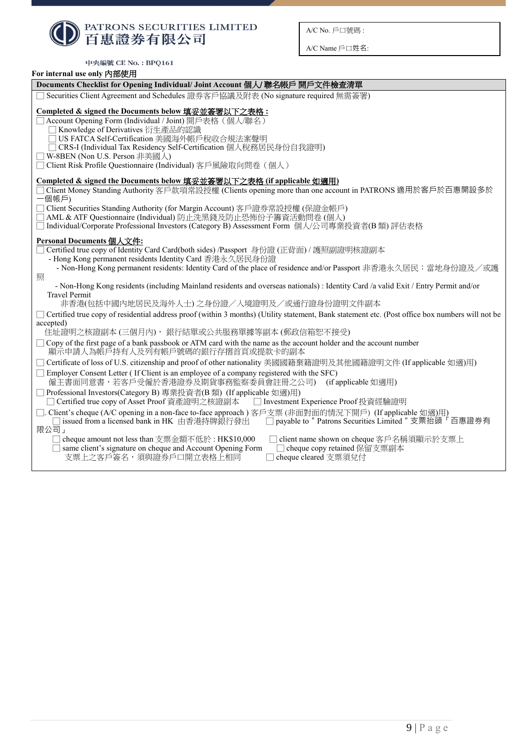**PATRONS SECURITIES LIMITED**
**百惠證券有限公司**

A/C No. 戶口號碼 :

A/C Name 戶口姓名:

中央編號 CE No. : BPQ161

**For internal use only 內部使用**

**Documents Checklist for Opening Individual/ Joint Account 個人/ 聯名帳戶 開戶文件檢查清單**

☐ Securities Client Agreement and Schedules 證券客戶協議及附表 (No signature required 無需簽署)

**Completed & signed the Documents below 填妥並簽署以下之表格 :**

☐ Account Opening Form (Individual / Joint) 開戶表格（個人/聯名）
- ☐ Knowledge of Derivatives 衍生產品的認識
- ☐ US FATCA Self-Certification 美國海外帳戶稅收合規法案聲明
- ☐ CRS-I (Individual Tax Residency Self-Certification 個人稅務居民身份自我證明)

☐ W-8BEN (Non U.S. Person 非美國人)

☐ Client Risk Profile Questionnaire (Individual) 客戶風險取向問卷（個人）

**Completed & signed the Documents below 填妥並簽署以下之表格 (if applicable 如適用)**

☐ Client Money Standing Authority 客戶款項常設授權 (Clients opening more than one account in PATRONS 適用於客戶於百惠開設多於一個帳戶)

☐ Client Securities Standing Authority (for Margin Account) 客戶證券常設授權 (保證金帳戶)

☐ AML & ATF Questionnaire (Individual) 防止洗黑錢及防止恐怖份子籌資活動問卷 (個人)

☐ Individual/Corporate Professional Investors (Category B) Assessment Form 個人/公司專業投資者(B 類) 評估表格

**Personal Documents 個人文件:**

☐ Certified true copy of Identity Card Card(both sides) /Passport 身份證 (正背面) / 護照副證明核證副本
- Hong Kong permanent residents Identity Card 香港永久居民身份證
- Non-Hong Kong permanent residents: Identity Card of the place of residence and/or Passport 非香港永久居民：當地身份證及／或護照
- Non-Hong Kong residents (including Mainland residents and overseas nationals) : Identity Card /a valid Exit / Entry Permit and/or Travel Permit
  非香港(包括中國內地居民及海外人士) 之身份證／入境證明及／或通行證身份證明文件副本

☐ Certified true copy of residential address proof (within 3 months) (Utility statement, Bank statement etc. (Post office box numbers will not be accepted)
住址證明之核證副本 (三個月內)， 銀行結單或公共服務單據等副本 (郵政信箱恕不接受)

☐ Copy of the first page of a bank passbook or ATM card with the name as the account holder and the account number
顯示申請人為帳戶持有人及列有帳戶號碼的銀行存摺首頁或提款卡的副本

☐ Certificate of loss of U.S. citizenship and proof of other nationality 美國國籍棄籍證明及其他國籍證明文件 (If applicable 如適)用)

☐ Employer Consent Letter ( If Client is an employee of a company registered with the SFC)
僱主書面同意書，若客戶受僱於香港證券及期貨事務監察委員會註冊之公司) (if applicable 如適用)

☐ Professional Investors(Category B) 專業投資者(B 類) (If applicable 如適)用)
- ☐ Certified true copy of Asset Proof 資產證明之核證副本
- ☐ Investment Experience Proof 投資經驗證明

☐. Client's cheque (A/C opening in a non-face to-face approach ) 客戶支票 (非面對面的情況下開戶) (If applicable 如適)用)
- ☐ issued from a licensed bank in HK 由香港持牌銀行發出
- ☐ payable to " Patrons Securities Limited " 支票抬頭「百惠證券有限公司」
- ☐ cheque amount not less than 支票金額不低於 : HK$10,000
- ☐ client name shown on cheque 客戶名稱須顯示於支票上
- ☐ same client's signature on cheque and Account Opening Form
  支票上之客戶簽名，須與證券戶口開立表格上相同
- ☐ cheque copy retained 保留支票副本
- ☐ cheque cleared 支票須兌付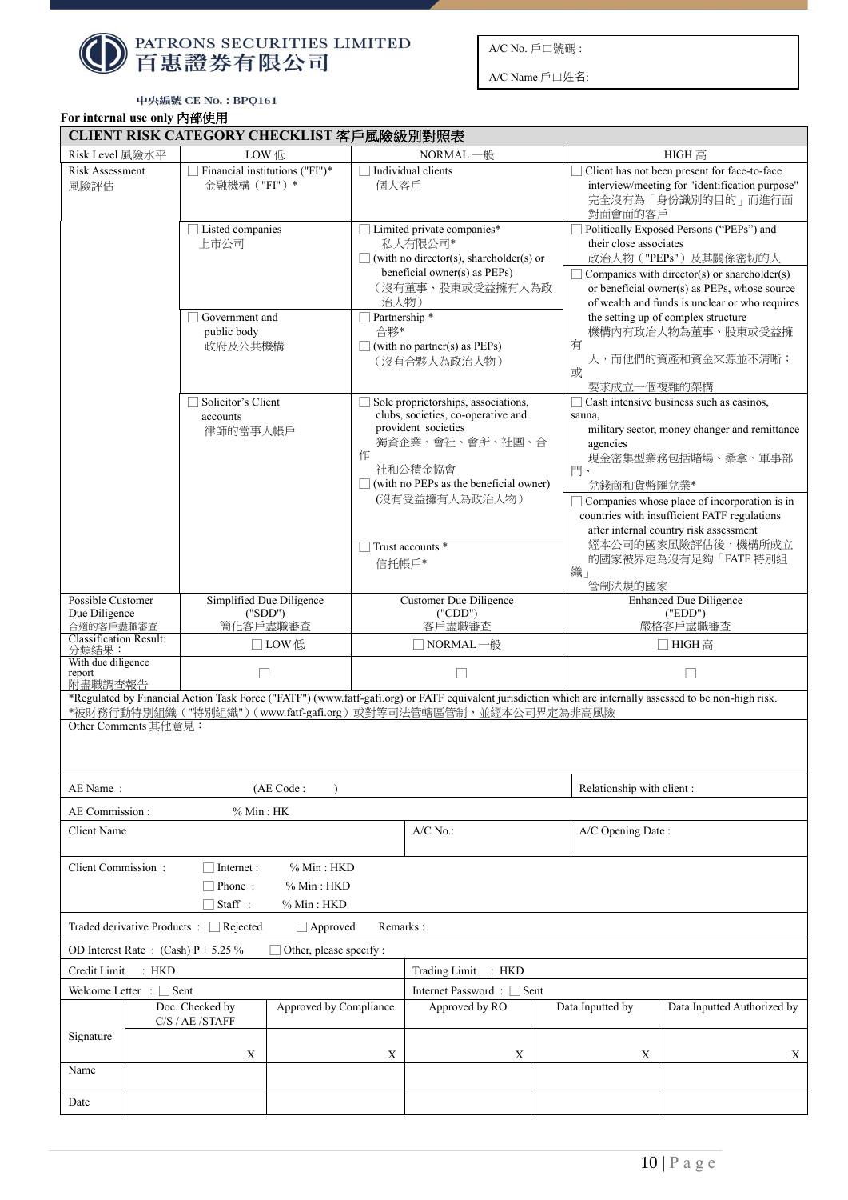**PATRONS SECURITIES LIMITED**
**百惠證券有限公司**

中央編號 CE No. : BPQ161

A/C No. 戶口號碼 :

A/C Name 戶口姓名:

**For internal use only 內部使用**

## CLIENT RISK CATEGORY CHECKLIST 客戶風險級別對照表

| Risk Level 風險水平 | LOW 低 | NORMAL 一般 | HIGH 高 |
|---|---|---|---|
| Risk Assessment 風險評估 | ☐ Financial institutions ("FI")* 金融機構（"FI"）* | ☐ Individual clients 個人客戶 | ☐ Client has not been present for face-to-face interview/meeting for "identification purpose" 完全沒有為「身份識別的目的」而進行面對面會面的客戶 |
| | ☐ Listed companies 上市公司 | ☐ Limited private companies* 私人有限公司* ☐ (with no director(s), shareholder(s) or beneficial owner(s) as PEPs) (沒有董事、股東或受益擁有人為政治人物) | ☐ Politically Exposed Persons ("PEPs") and their close associates 政治人物（"PEPs"）及其關係密切的人 ☐ Companies with director(s) or shareholder(s) or beneficial owner(s) as PEPs, whose source of wealth and funds is unclear or who requires the setting up of complex structure 機構內有政治人物為董事、股東或受益擁有人，而他們的資產和資金來源並不清晰；或要求成立一個複雜的架構 |
| | ☐ Government and public body 政府及公共機構 | ☐ Partnership * 合夥* ☐ (with no partner(s) as PEPs) (沒有合夥人為政治人物) | |
| | ☐ Solicitor's Client accounts 律師的當事人帳戶 | ☐ Sole proprietorships, associations, clubs, societies, co-operative and provident societies 獨資企業、會社、會所、社團、合作社和公積金協會 ☐ (with no PEPs as the beneficial owner) (沒有受益擁有人為政治人物) | ☐ Cash intensive business such as casinos, sauna, military sector, money changer and remittance agencies 現金密集型業務包括賭場、桑拿、軍事部門、兌錢商和貨幣匯兌業* ☐ Companies whose place of incorporation is in countries with insufficient FATF regulations after internal country risk assessment 經本公司的國家風險評估後，機構所成立的國家被界定為沒有足夠「FATF 特別組織」管制法規的國家 |
| | | ☐ Trust accounts * 信托帳戶* | |
| Possible Customer Due Diligence 合適的客戶盡職審查 | Simplified Due Diligence ("SDD") 簡化客戶盡職審查 | Customer Due Diligence ("CDD") 客戶盡職審查 | Enhanced Due Diligence ("EDD") 嚴格客戶盡職審查 |
| Classification Result: 分類結果： | ☐ LOW 低 | ☐ NORMAL 一般 | ☐ HIGH 高 |
| With due diligence report 附盡職調查報告 | ☐ | ☐ | ☐ |

*Regulated by Financial Action Task Force ("FATF") (www.fatf-gafi.org) or FATF equivalent jurisdiction which are internally assessed to be non-high risk.
*被財務行動特別組織（"特別組織"）(www.fatf-gafi.org）或對等司法管轄區管制，並經本公司界定為非高風險

Other Comments 其他意見：

AE Name : (AE Code : ) | Relationship with client :

AE Commission : % Min : HK

| Client Name | A/C No.: | A/C Opening Date : |
|---|---|---|

Client Commission :
☐ Internet : % Min : HKD
☐ Phone : % Min : HKD
☐ Staff : % Min : HKD

Traded derivative Products : ☐ Rejected ☐ Approved Remarks :

OD Interest Rate : (Cash) P + 5.25 % ☐ Other, please specify :

| Credit Limit : HKD | Trading Limit : HKD |
|---|---|
| Welcome Letter : ☐ Sent | Internet Password : ☐ Sent |

| | Doc. Checked by C/S / AE /STAFF | Approved by Compliance | Approved by RO | Data Inputted by | Data Inputted Authorized by |
|---|---|---|---|---|---|
| Signature | X | X | X | X | X |
| Name | | | | | |
| Date | | | | | |